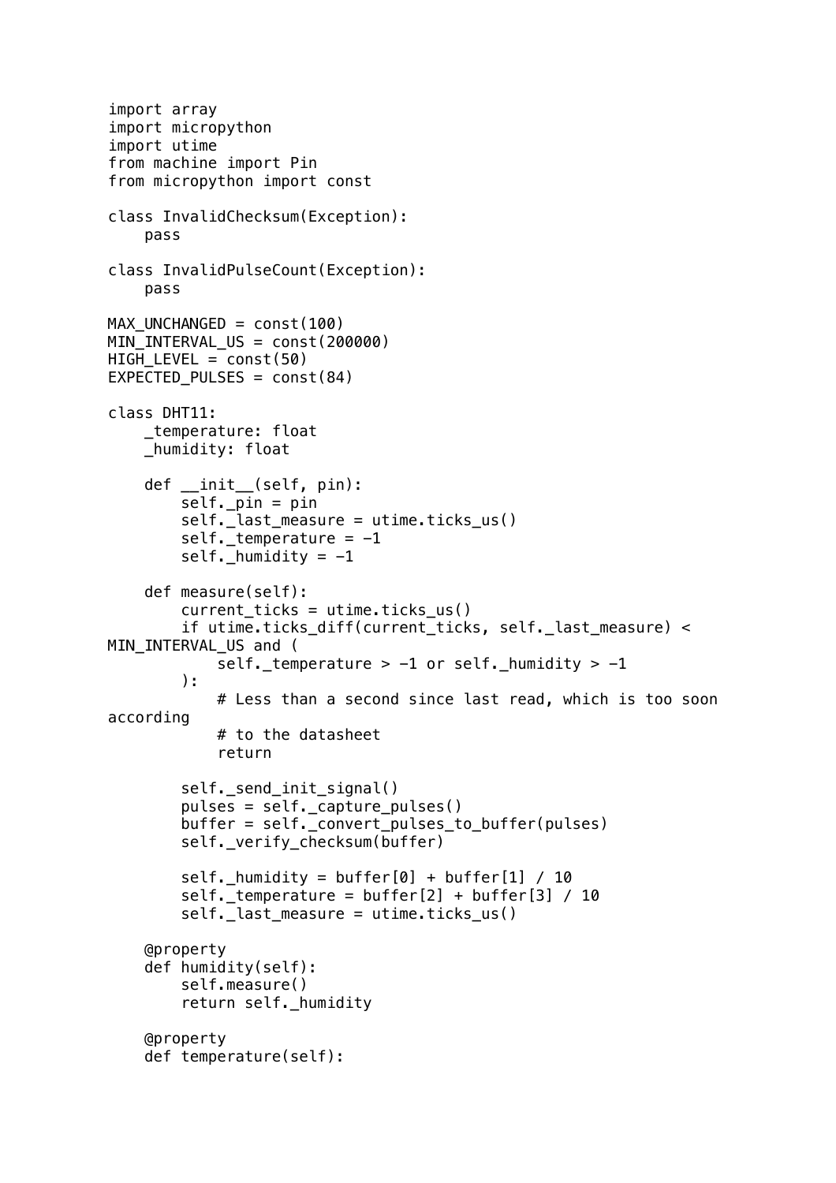```python
import array
import micropython
import utime
from machine import Pin
from micropython import const

class InvalidChecksum(Exception):
    pass

class InvalidPulseCount(Exception):
    pass

MAX_UNCHANGED = const(100)
MIN_INTERVAL_US = const(200000)
HIGH_LEVEL = const(50)
EXPECTED_PULSES = const(84)

class DHT11:
    _temperature: float
    _humidity: float

    def __init__(self, pin):
        self._pin = pin
        self._last_measure = utime.ticks_us()
        self._temperature = -1
        self._humidity = -1

    def measure(self):
        current_ticks = utime.ticks_us()
        if utime.ticks_diff(current_ticks, self._last_measure) < 
MIN_INTERVAL_US and (
            self._temperature > -1 or self._humidity > -1
        ):
            # Less than a second since last read, which is too soon 
according
            # to the datasheet
            return

        self._send_init_signal()
        pulses = self._capture_pulses()
        buffer = self._convert_pulses_to_buffer(pulses)
        self._verify_checksum(buffer)

        self._humidity = buffer[0] + buffer[1] / 10
        self._temperature = buffer[2] + buffer[3] / 10
        self._last_measure = utime.ticks_us()

    @property
    def humidity(self):
        self.measure()
        return self._humidity

    @property
    def temperature(self):
```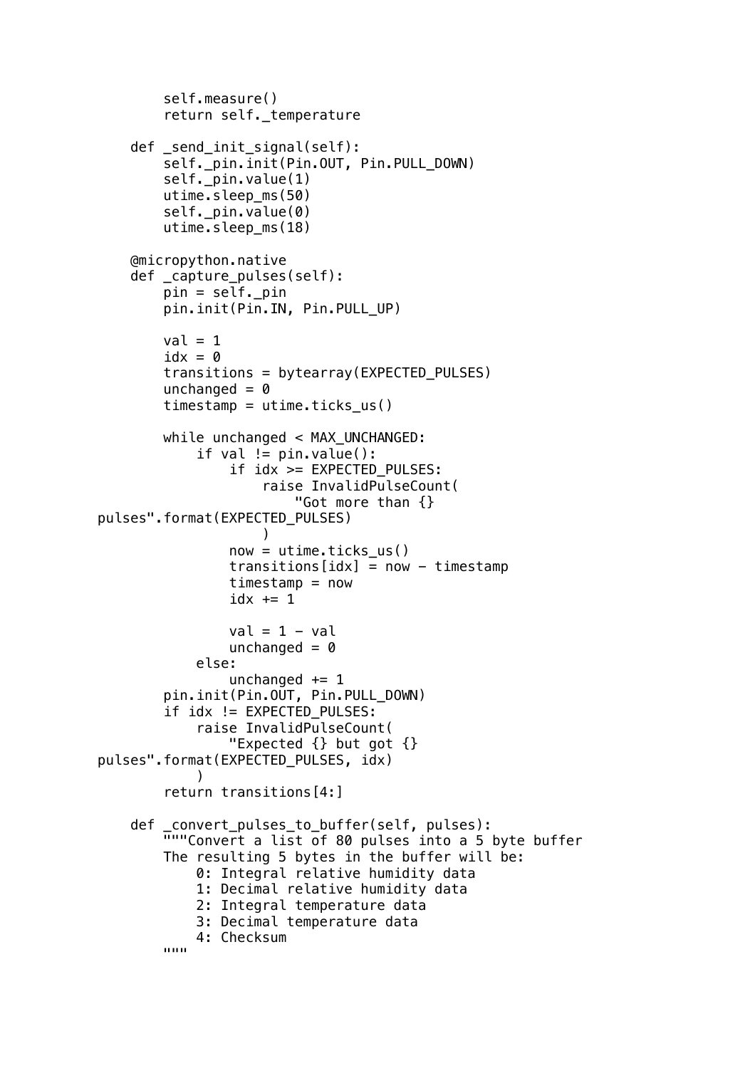```
        self.measure()
        return self._temperature

    def _send_init_signal(self):
        self._pin.init(Pin.OUT, Pin.PULL_DOWN)
        self._pin.value(1)
        utime.sleep_ms(50)
        self._pin.value(0)
        utime.sleep_ms(18)

    @micropython.native
    def _capture_pulses(self):
        pin = self._pin
        pin.init(Pin.IN, Pin.PULL_UP)

        val = 1
        idx = 0
        transitions = bytearray(EXPECTED_PULSES)
        unchanged = 0
        timestamp = utime.ticks_us()

        while unchanged < MAX_UNCHANGED:
            if val != pin.value():
                if idx >= EXPECTED_PULSES:
                    raise InvalidPulseCount(
                        "Got more than {}
pulses".format(EXPECTED_PULSES)
                    )
                now = utime.ticks_us()
                transitions[idx] = now - timestamp
                timestamp = now
                idx += 1

                val = 1 - val
                unchanged = 0
            else:
                unchanged += 1
        pin.init(Pin.OUT, Pin.PULL_DOWN)
        if idx != EXPECTED_PULSES:
            raise InvalidPulseCount(
                "Expected {} but got {}
pulses".format(EXPECTED_PULSES, idx)
            )
        return transitions[4:]

    def _convert_pulses_to_buffer(self, pulses):
        """Convert a list of 80 pulses into a 5 byte buffer
        The resulting 5 bytes in the buffer will be:
            0: Integral relative humidity data
            1: Decimal relative humidity data
            2: Integral temperature data
            3: Decimal temperature data
            4: Checksum
        """
```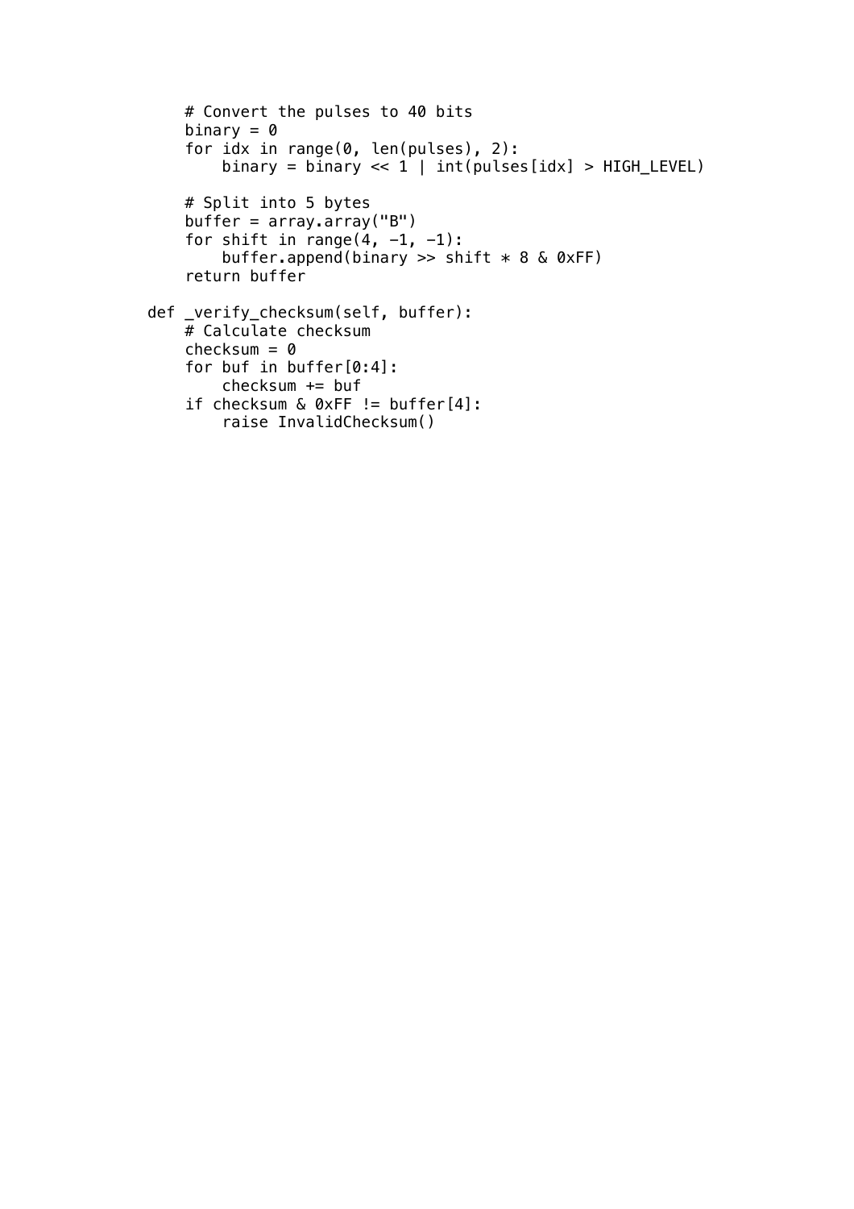```
        # Convert the pulses to 40 bits
        binary = 0
        for idx in range(0, len(pulses), 2):
            binary = binary << 1 | int(pulses[idx] > HIGH_LEVEL)

        # Split into 5 bytes
        buffer = array.array("B")
        for shift in range(4, -1, -1):
            buffer.append(binary >> shift * 8 & 0xFF)
        return buffer

    def _verify_checksum(self, buffer):
        # Calculate checksum
        checksum = 0
        for buf in buffer[0:4]:
            checksum += buf
        if checksum & 0xFF != buffer[4]:
            raise InvalidChecksum()
```